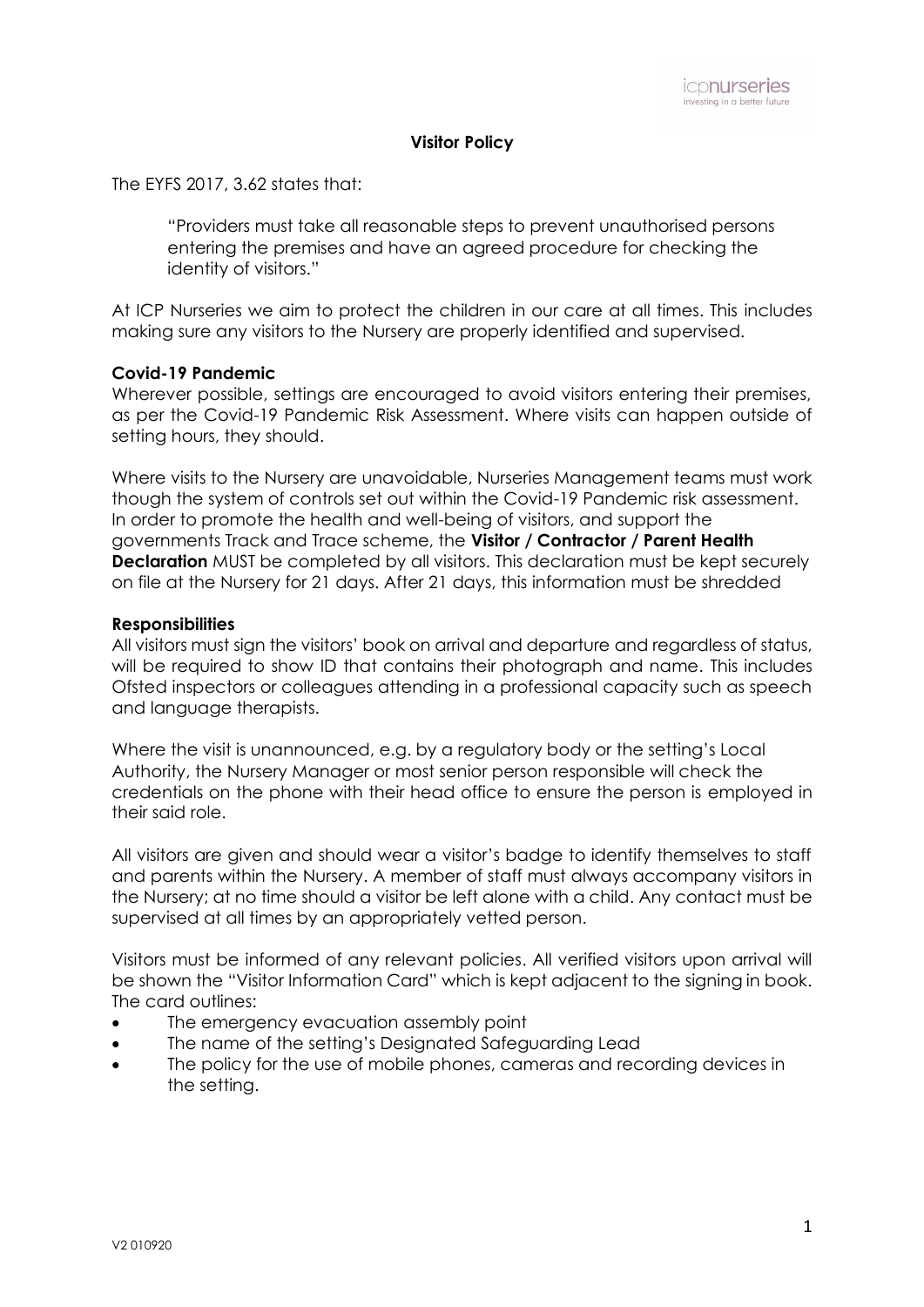# Visitor Policy

The EYFS 2017, 3.62 states that:

> "Providers must take all reasonable steps to prevent unauthorised persons entering the premises and have an agreed procedure for checking the identity of visitors."

At ICP Nurseries we aim to protect the children in our care at all times. This includes making sure any visitors to the Nursery are properly identified and supervised.

**Covid-19 Pandemic**

Wherever possible, settings are encouraged to avoid visitors entering their premises, as per the Covid-19 Pandemic Risk Assessment. Where visits can happen outside of setting hours, they should.

Where visits to the Nursery are unavoidable, Nurseries Management teams must work though the system of controls set out within the Covid-19 Pandemic risk assessment. In order to promote the health and well-being of visitors, and support the governments Track and Trace scheme, the **Visitor / Contractor / Parent Health Declaration** MUST be completed by all visitors. This declaration must be kept securely on file at the Nursery for 21 days. After 21 days, this information must be shredded

**Responsibilities**

All visitors must sign the visitors' book on arrival and departure and regardless of status, will be required to show ID that contains their photograph and name. This includes Ofsted inspectors or colleagues attending in a professional capacity such as speech and language therapists.

Where the visit is unannounced, e.g. by a regulatory body or the setting's Local Authority, the Nursery Manager or most senior person responsible will check the credentials on the phone with their head office to ensure the person is employed in their said role.

All visitors are given and should wear a visitor's badge to identify themselves to staff and parents within the Nursery. A member of staff must always accompany visitors in the Nursery; at no time should a visitor be left alone with a child. Any contact must be supervised at all times by an appropriately vetted person.

Visitors must be informed of any relevant policies. All verified visitors upon arrival will be shown the "Visitor Information Card" which is kept adjacent to the signing in book. The card outlines:

- The emergency evacuation assembly point
- The name of the setting's Designated Safeguarding Lead
- The policy for the use of mobile phones, cameras and recording devices in the setting.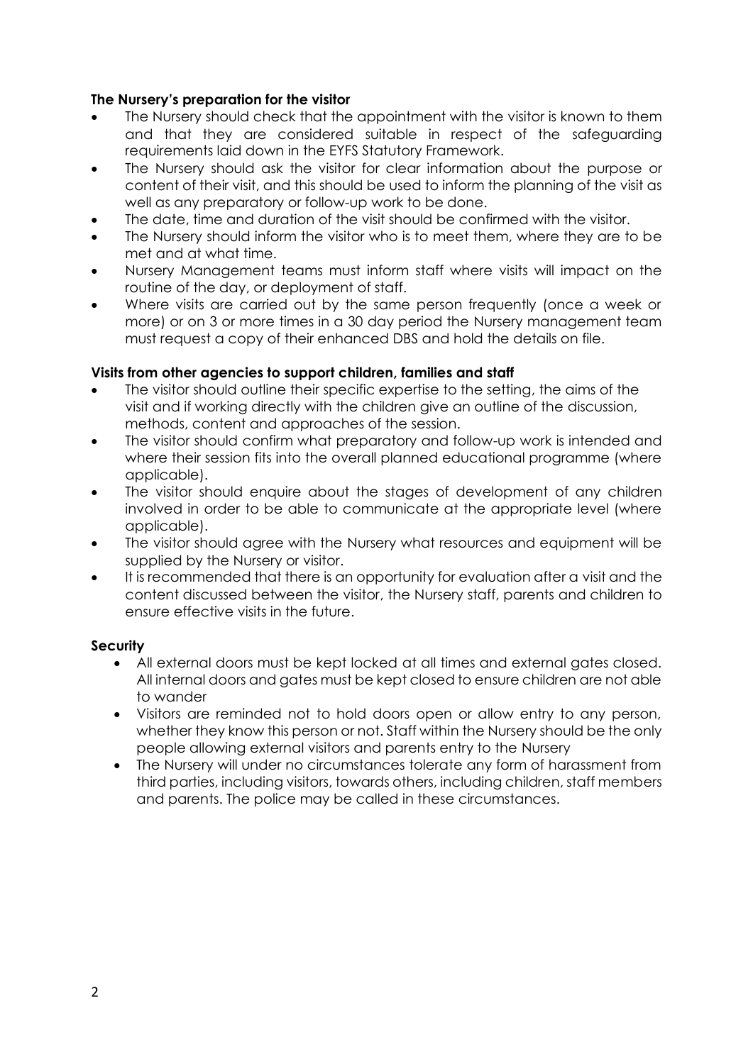**The Nursery's preparation for the visitor**

- The Nursery should check that the appointment with the visitor is known to them and that they are considered suitable in respect of the safeguarding requirements laid down in the EYFS Statutory Framework.
- The Nursery should ask the visitor for clear information about the purpose or content of their visit, and this should be used to inform the planning of the visit as well as any preparatory or follow-up work to be done.
- The date, time and duration of the visit should be confirmed with the visitor.
- The Nursery should inform the visitor who is to meet them, where they are to be met and at what time.
- Nursery Management teams must inform staff where visits will impact on the routine of the day, or deployment of staff.
- Where visits are carried out by the same person frequently (once a week or more) or on 3 or more times in a 30 day period the Nursery management team must request a copy of their enhanced DBS and hold the details on file.

**Visits from other agencies to support children, families and staff**

- The visitor should outline their specific expertise to the setting, the aims of the visit and if working directly with the children give an outline of the discussion, methods, content and approaches of the session.
- The visitor should confirm what preparatory and follow-up work is intended and where their session fits into the overall planned educational programme (where applicable).
- The visitor should enquire about the stages of development of any children involved in order to be able to communicate at the appropriate level (where applicable).
- The visitor should agree with the Nursery what resources and equipment will be supplied by the Nursery or visitor.
- It is recommended that there is an opportunity for evaluation after a visit and the content discussed between the visitor, the Nursery staff, parents and children to ensure effective visits in the future.

**Security**

- All external doors must be kept locked at all times and external gates closed. All internal doors and gates must be kept closed to ensure children are not able to wander
- Visitors are reminded not to hold doors open or allow entry to any person, whether they know this person or not. Staff within the Nursery should be the only people allowing external visitors and parents entry to the Nursery
- The Nursery will under no circumstances tolerate any form of harassment from third parties, including visitors, towards others, including children, staff members and parents. The police may be called in these circumstances.